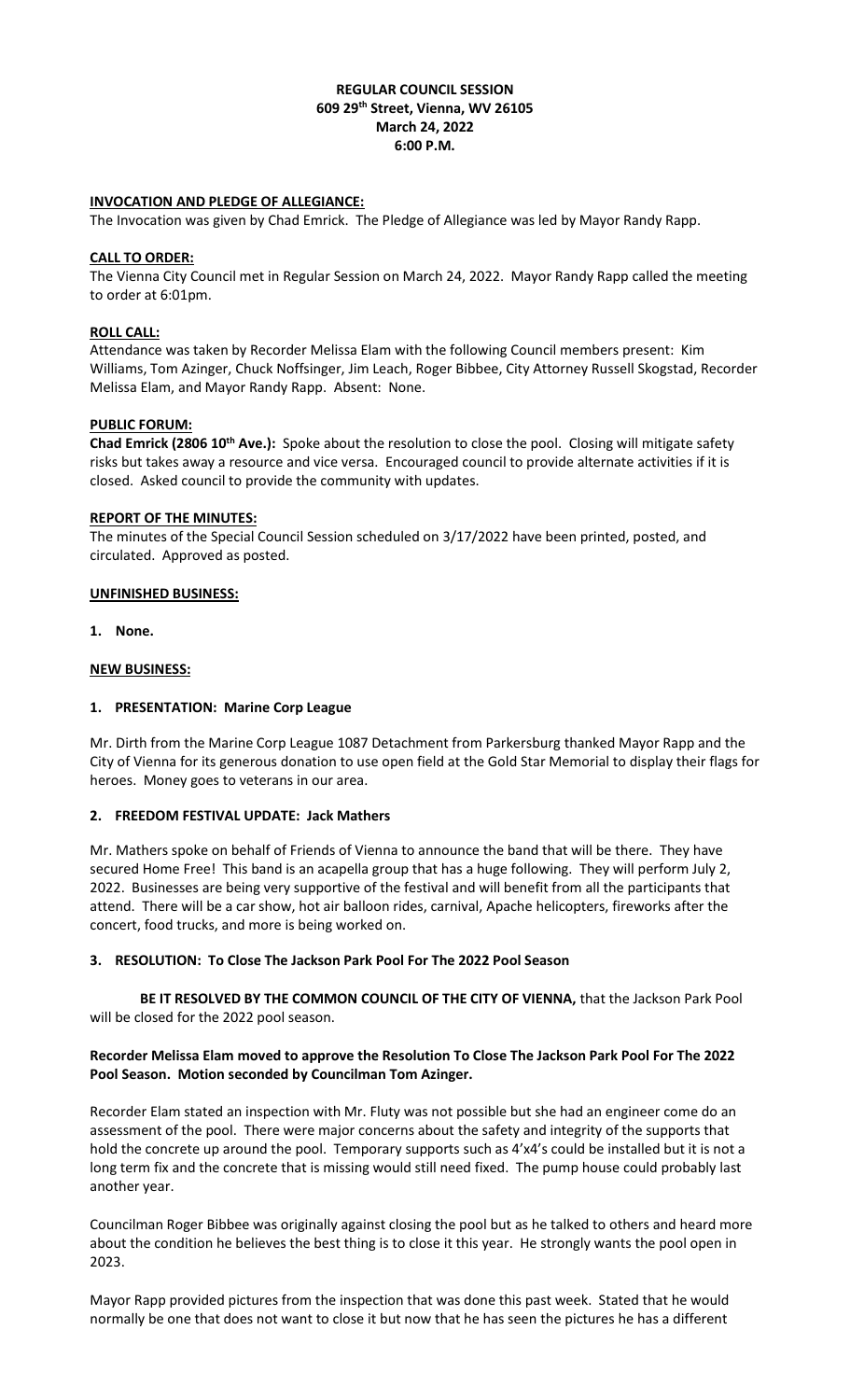**REGULAR COUNCIL SESSION**
**609 29th Street, Vienna, WV 26105**
**March 24, 2022**
**6:00 P.M.**

**INVOCATION AND PLEDGE OF ALLEGIANCE:**

The Invocation was given by Chad Emrick. The Pledge of Allegiance was led by Mayor Randy Rapp.

**CALL TO ORDER:**

The Vienna City Council met in Regular Session on March 24, 2022. Mayor Randy Rapp called the meeting to order at 6:01pm.

**ROLL CALL:**

Attendance was taken by Recorder Melissa Elam with the following Council members present: Kim Williams, Tom Azinger, Chuck Noffsinger, Jim Leach, Roger Bibbee, City Attorney Russell Skogstad, Recorder Melissa Elam, and Mayor Randy Rapp. Absent: None.

**PUBLIC FORUM:**

**Chad Emrick (2806 10th Ave.):** Spoke about the resolution to close the pool. Closing will mitigate safety risks but takes away a resource and vice versa. Encouraged council to provide alternate activities if it is closed. Asked council to provide the community with updates.

**REPORT OF THE MINUTES:**

The minutes of the Special Council Session scheduled on 3/17/2022 have been printed, posted, and circulated. Approved as posted.

**UNFINISHED BUSINESS:**

1. **None.**

**NEW BUSINESS:**

1. **PRESENTATION: Marine Corp League**

Mr. Dirth from the Marine Corp League 1087 Detachment from Parkersburg thanked Mayor Rapp and the City of Vienna for its generous donation to use open field at the Gold Star Memorial to display their flags for heroes. Money goes to veterans in our area.

2. **FREEDOM FESTIVAL UPDATE: Jack Mathers**

Mr. Mathers spoke on behalf of Friends of Vienna to announce the band that will be there. They have secured Home Free! This band is an acapella group that has a huge following. They will perform July 2, 2022. Businesses are being very supportive of the festival and will benefit from all the participants that attend. There will be a car show, hot air balloon rides, carnival, Apache helicopters, fireworks after the concert, food trucks, and more is being worked on.

3. **RESOLUTION: To Close The Jackson Park Pool For The 2022 Pool Season**

**BE IT RESOLVED BY THE COMMON COUNCIL OF THE CITY OF VIENNA,** that the Jackson Park Pool will be closed for the 2022 pool season.

**Recorder Melissa Elam moved to approve the Resolution To Close The Jackson Park Pool For The 2022 Pool Season. Motion seconded by Councilman Tom Azinger.**

Recorder Elam stated an inspection with Mr. Fluty was not possible but she had an engineer come do an assessment of the pool. There were major concerns about the safety and integrity of the supports that hold the concrete up around the pool. Temporary supports such as 4'x4's could be installed but it is not a long term fix and the concrete that is missing would still need fixed. The pump house could probably last another year.

Councilman Roger Bibbee was originally against closing the pool but as he talked to others and heard more about the condition he believes the best thing is to close it this year. He strongly wants the pool open in 2023.

Mayor Rapp provided pictures from the inspection that was done this past week. Stated that he would normally be one that does not want to close it but now that he has seen the pictures he has a different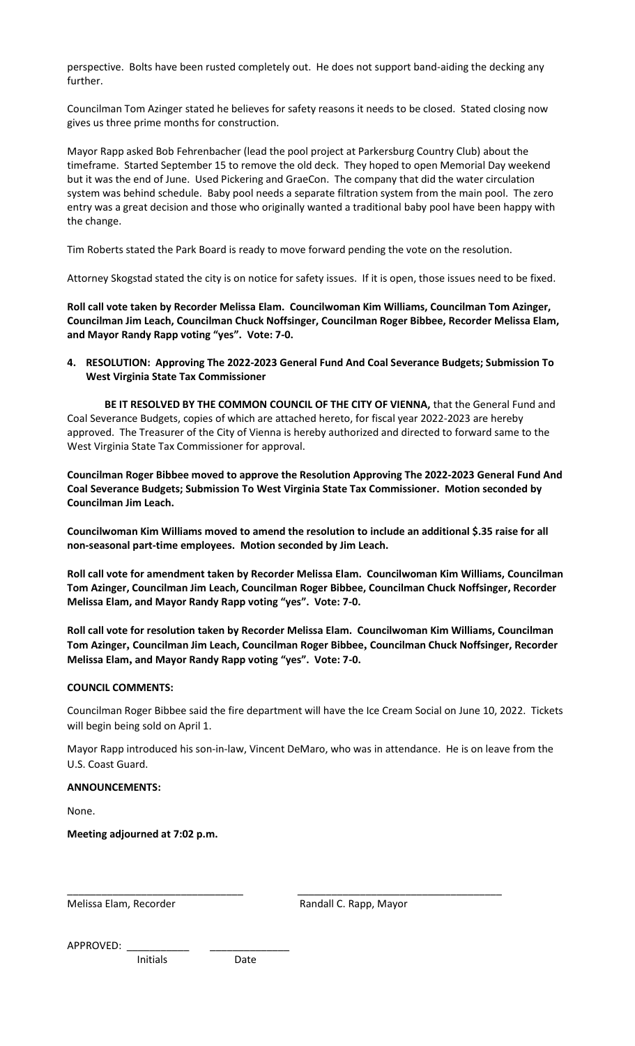perspective. Bolts have been rusted completely out. He does not support band-aiding the decking any further.

Councilman Tom Azinger stated he believes for safety reasons it needs to be closed. Stated closing now gives us three prime months for construction.

Mayor Rapp asked Bob Fehrenbacher (lead the pool project at Parkersburg Country Club) about the timeframe. Started September 15 to remove the old deck. They hoped to open Memorial Day weekend but it was the end of June. Used Pickering and GraeCon. The company that did the water circulation system was behind schedule. Baby pool needs a separate filtration system from the main pool. The zero entry was a great decision and those who originally wanted a traditional baby pool have been happy with the change.

Tim Roberts stated the Park Board is ready to move forward pending the vote on the resolution.

Attorney Skogstad stated the city is on notice for safety issues. If it is open, those issues need to be fixed.

**Roll call vote taken by Recorder Melissa Elam. Councilwoman Kim Williams, Councilman Tom Azinger, Councilman Jim Leach, Councilman Chuck Noffsinger, Councilman Roger Bibbee, Recorder Melissa Elam, and Mayor Randy Rapp voting "yes". Vote: 7-0.**

**4. RESOLUTION: Approving The 2022-2023 General Fund And Coal Severance Budgets; Submission To West Virginia State Tax Commissioner**

**BE IT RESOLVED BY THE COMMON COUNCIL OF THE CITY OF VIENNA,** that the General Fund and Coal Severance Budgets, copies of which are attached hereto, for fiscal year 2022-2023 are hereby approved. The Treasurer of the City of Vienna is hereby authorized and directed to forward same to the West Virginia State Tax Commissioner for approval.

**Councilman Roger Bibbee moved to approve the Resolution Approving The 2022-2023 General Fund And Coal Severance Budgets; Submission To West Virginia State Tax Commissioner. Motion seconded by Councilman Jim Leach.**

**Councilwoman Kim Williams moved to amend the resolution to include an additional $.35 raise for all non-seasonal part-time employees. Motion seconded by Jim Leach.**

**Roll call vote for amendment taken by Recorder Melissa Elam. Councilwoman Kim Williams, Councilman Tom Azinger, Councilman Jim Leach, Councilman Roger Bibbee, Councilman Chuck Noffsinger, Recorder Melissa Elam, and Mayor Randy Rapp voting "yes". Vote: 7-0.**

**Roll call vote for resolution taken by Recorder Melissa Elam. Councilwoman Kim Williams, Councilman Tom Azinger, Councilman Jim Leach, Councilman Roger Bibbee, Councilman Chuck Noffsinger, Recorder Melissa Elam, and Mayor Randy Rapp voting "yes". Vote: 7-0.**

**COUNCIL COMMENTS:**

Councilman Roger Bibbee said the fire department will have the Ice Cream Social on June 10, 2022. Tickets will begin being sold on April 1.

Mayor Rapp introduced his son-in-law, Vincent DeMaro, who was in attendance. He is on leave from the U.S. Coast Guard.

**ANNOUNCEMENTS:**

None.

**Meeting adjourned at 7:02 p.m.**

\_\_\_\_\_\_\_\_\_\_\_\_\_\_\_\_\_\_\_\_\_\_\_\_\_\_\_\_\_\_ \_\_\_\_\_\_\_\_\_\_\_\_\_\_\_\_\_\_\_\_\_\_\_\_\_\_\_\_\_\_\_\_\_\_\_

Melissa Elam, Recorder Randall C. Rapp, Mayor

APPROVED: \_\_\_\_\_\_\_\_\_\_\_ \_\_\_\_\_\_\_\_\_\_\_\_\_\_

Initials Date